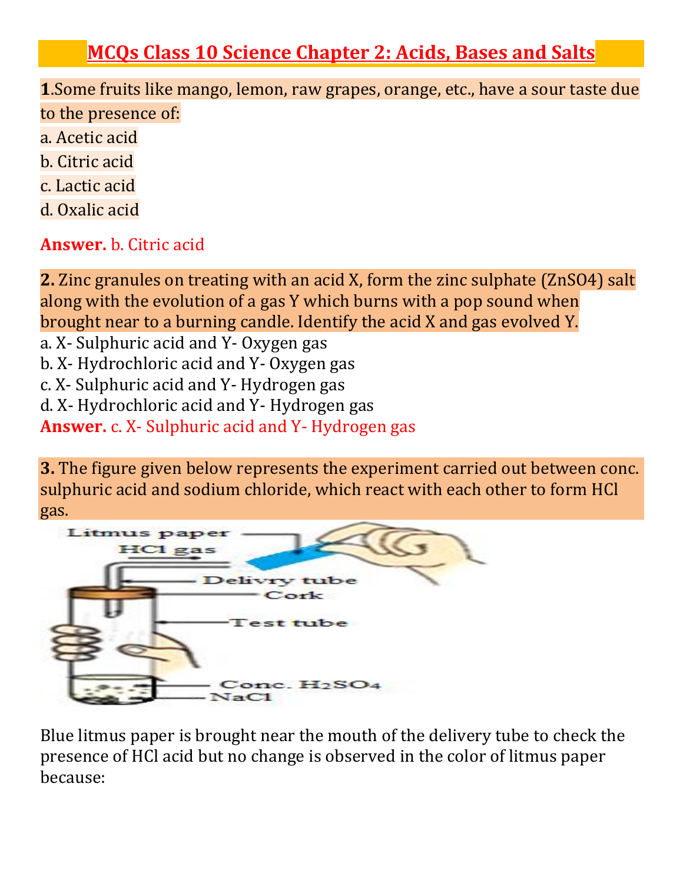# MCQs Class 10 Science Chapter 2: Acids, Bases and Salts

**1**.Some fruits like mango, lemon, raw grapes, orange, etc., have a sour taste due to the presence of:

a. Acetic acid

b. Citric acid

c. Lactic acid

d. Oxalic acid

**Answer.** b. Citric acid

**2.** Zinc granules on treating with an acid X, form the zinc sulphate ($ZnSO_4$) salt along with the evolution of a gas Y which burns with a pop sound when brought near to a burning candle. Identify the acid X and gas evolved Y.

a. X- Sulphuric acid and Y- Oxygen gas
b. X- Hydrochloric acid and Y- Oxygen gas
c. X- Sulphuric acid and Y- Hydrogen gas
d. X- Hydrochloric acid and Y- Hydrogen gas

**Answer.** c. X- Sulphuric acid and Y- Hydrogen gas

**3.** The figure given below represents the experiment carried out between conc. sulphuric acid and sodium chloride, which react with each other to form HCl gas.

Litmus paper
HCl gas
Delivry tube
Cork
Test tube
Conc. $H_2SO_4$
NaCl

Blue litmus paper is brought near the mouth of the delivery tube to check the presence of HCl acid but no change is observed in the color of litmus paper because: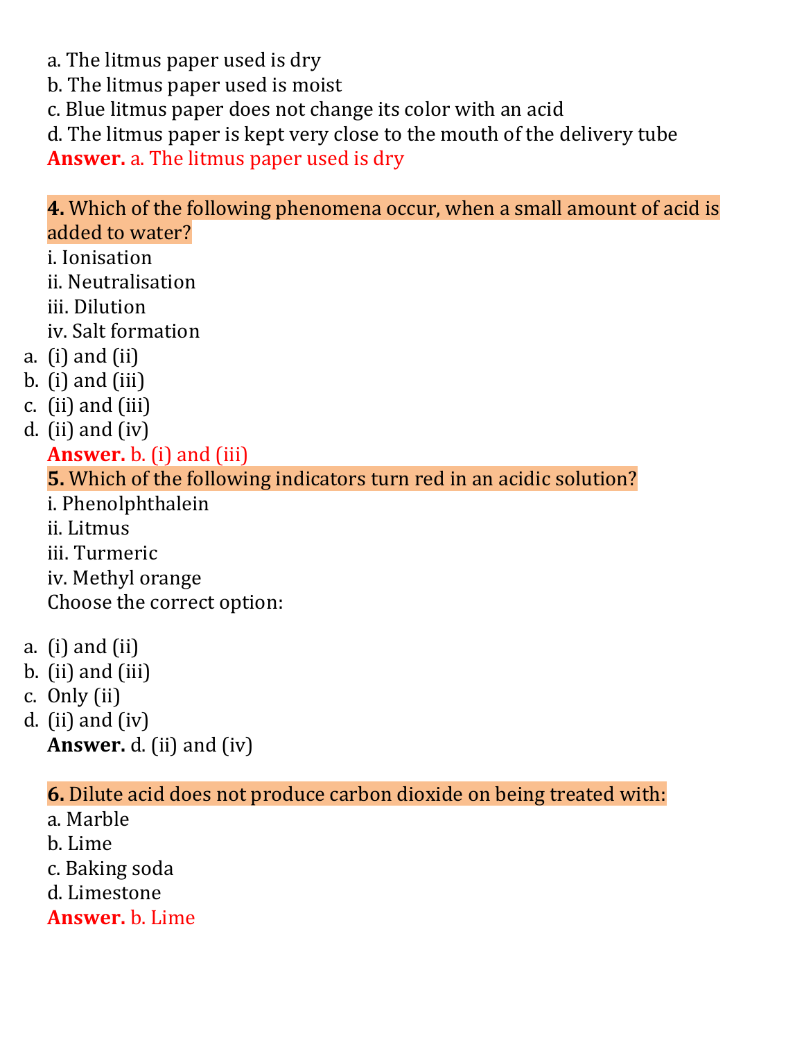a. The litmus paper used is dry
b. The litmus paper used is moist
c. Blue litmus paper does not change its color with an acid
d. The litmus paper is kept very close to the mouth of the delivery tube

**Answer.** a. The litmus paper used is dry

**4.** Which of the following phenomena occur, when a small amount of acid is added to water?

i. Ionisation
ii. Neutralisation
iii. Dilution
iv. Salt formation

a. (i) and (ii)
b. (i) and (iii)
c. (ii) and (iii)
d. (ii) and (iv)

**Answer.** b. (i) and (iii)

**5.** Which of the following indicators turn red in an acidic solution?

i. Phenolphthalein
ii. Litmus
iii. Turmeric
iv. Methyl orange

Choose the correct option:

a. (i) and (ii)
b. (ii) and (iii)
c. Only (ii)
d. (ii) and (iv)

**Answer.** d. (ii) and (iv)

**6.** Dilute acid does not produce carbon dioxide on being treated with:

a. Marble
b. Lime
c. Baking soda
d. Limestone

**Answer.** b. Lime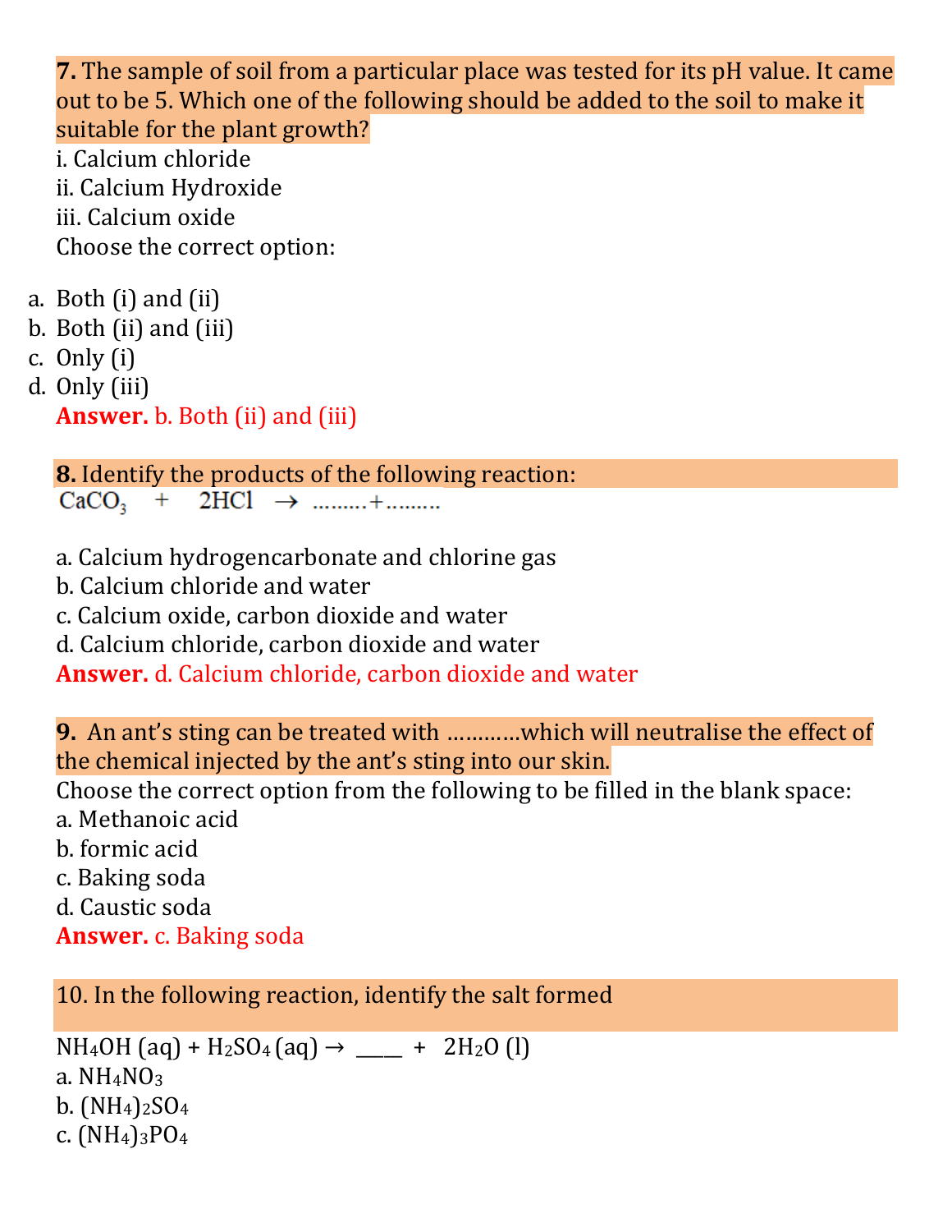**7.** The sample of soil from a particular place was tested for its pH value. It came out to be 5. Which one of the following should be added to the soil to make it suitable for the plant growth?

i. Calcium chloride
ii. Calcium Hydroxide
iii. Calcium oxide

Choose the correct option:

a. Both (i) and (ii)
b. Both (ii) and (iii)
c. Only (i)
d. Only (iii)

**Answer.** b. Both (ii) and (iii)

**8.** Identify the products of the following reaction:

$CaCO_3 \quad + \quad 2HCl \quad \rightarrow \quad \ldots\ldots\ldots + \ldots\ldots\ldots$

a. Calcium hydrogencarbonate and chlorine gas
b. Calcium chloride and water
c. Calcium oxide, carbon dioxide and water
d. Calcium chloride, carbon dioxide and water

**Answer.** d. Calcium chloride, carbon dioxide and water

**9.** An ant's sting can be treated with …………which will neutralise the effect of the chemical injected by the ant's sting into our skin.

Choose the correct option from the following to be filled in the blank space:

a. Methanoic acid
b. formic acid
c. Baking soda
d. Caustic soda

**Answer.** c. Baking soda

10. In the following reaction, identify the salt formed

$NH_4OH$ (aq) + $H_2SO_4$ (aq) → \_\_\_\_ + $2H_2O$ (l)

a. $NH_4NO_3$
b. $(NH_4)_2SO_4$
c. $(NH_4)_3PO_4$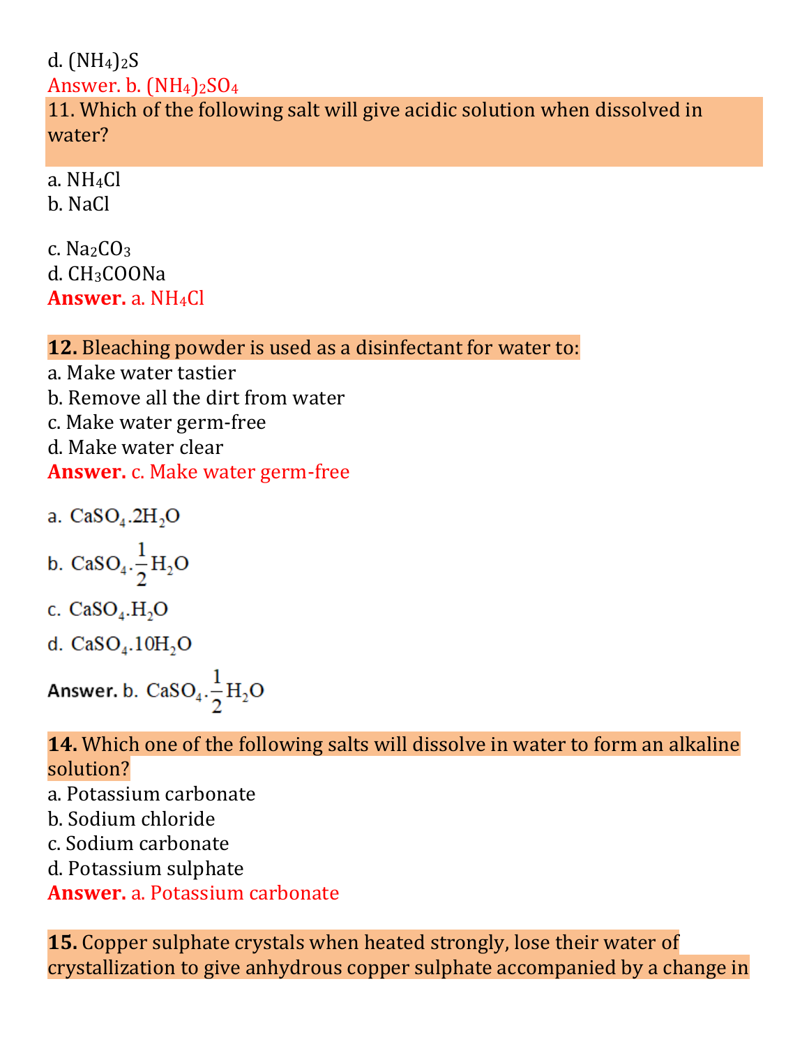d. $(NH_4)_2S$

Answer. b. $(NH_4)_2SO_4$

11. Which of the following salt will give acidic solution when dissolved in water?

a. $NH_4Cl$
b. $NaCl$

c. $Na_2CO_3$
d. $CH_3COONa$

**Answer.** a. $NH_4Cl$

**12.** Bleaching powder is used as a disinfectant for water to:

a. Make water tastier
b. Remove all the dirt from water
c. Make water germ-free
d. Make water clear

**Answer.** c. Make water germ-free

a. $CaSO_4.2H_2O$

b. $CaSO_4.\frac{1}{2}H_2O$

c. $CaSO_4.H_2O$

d. $CaSO_4.10H_2O$

**Answer.** b. $CaSO_4.\frac{1}{2}H_2O$

**14.** Which one of the following salts will dissolve in water to form an alkaline solution?

a. Potassium carbonate
b. Sodium chloride
c. Sodium carbonate
d. Potassium sulphate

**Answer.** a. Potassium carbonate

**15.** Copper sulphate crystals when heated strongly, lose their water of crystallization to give anhydrous copper sulphate accompanied by a change in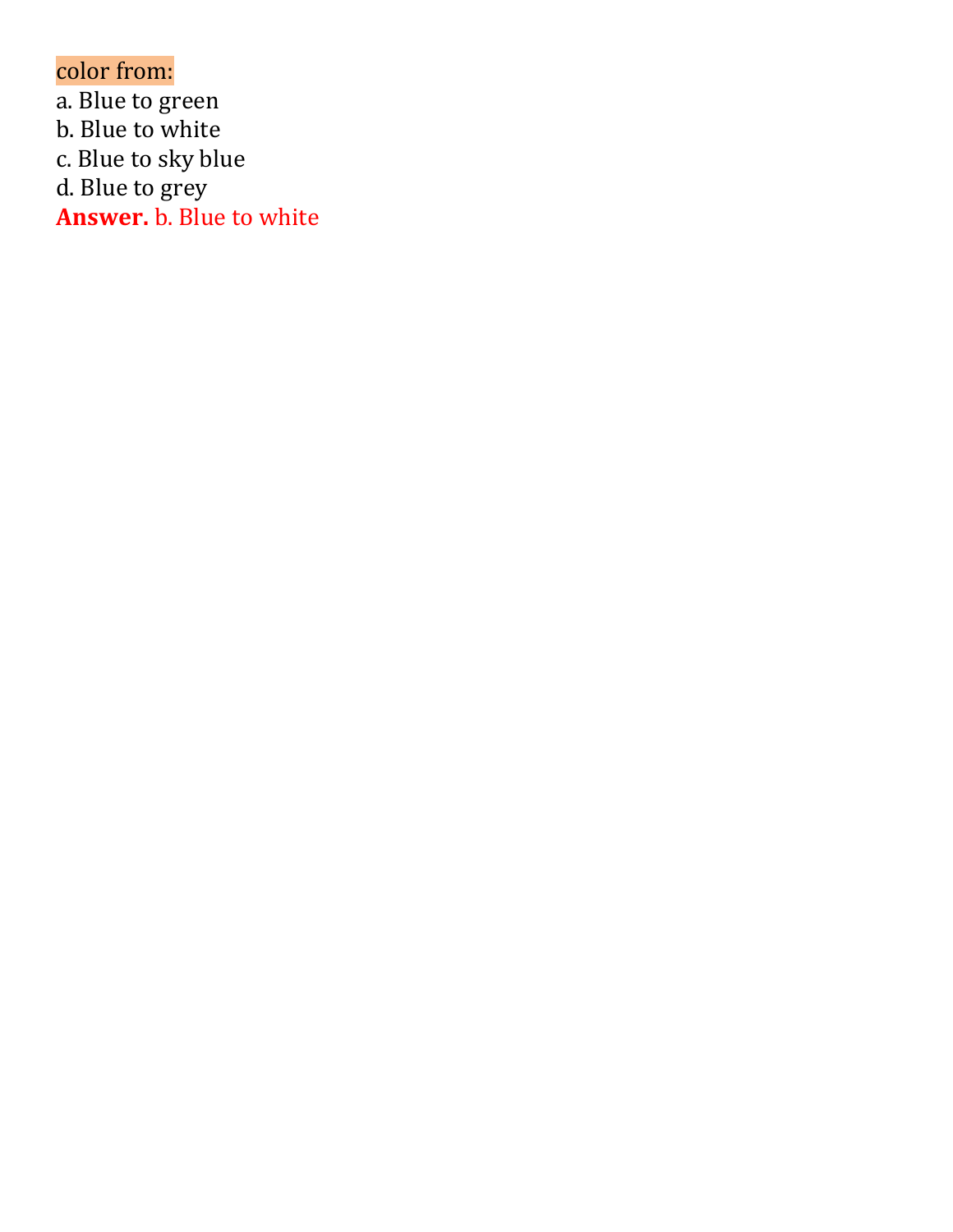color from:

a. Blue to green
b. Blue to white
c. Blue to sky blue
d. Blue to grey

**Answer.** b. Blue to white